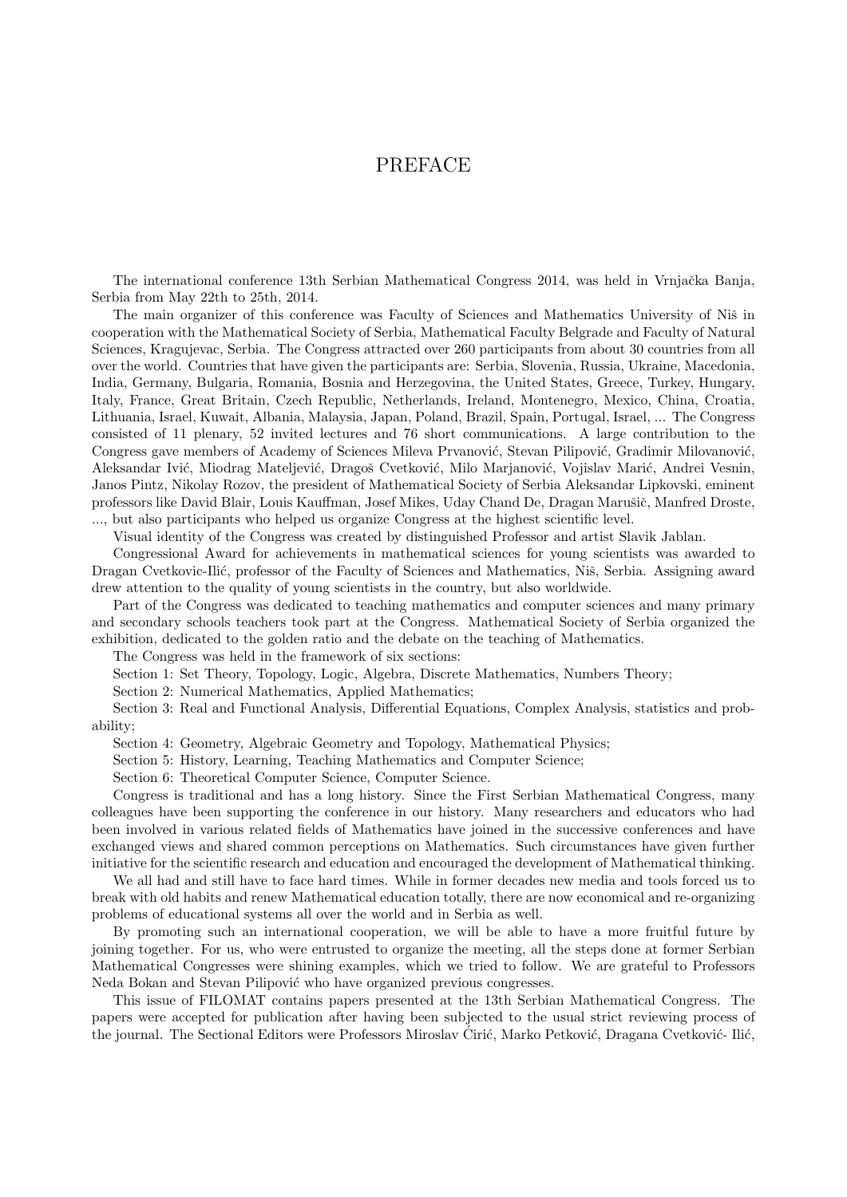# PREFACE

The international conference 13th Serbian Mathematical Congress 2014, was held in Vrnjačka Banja, Serbia from May 22th to 25th, 2014.

The main organizer of this conference was Faculty of Sciences and Mathematics University of Niš in cooperation with the Mathematical Society of Serbia, Mathematical Faculty Belgrade and Faculty of Natural Sciences, Kragujevac, Serbia. The Congress attracted over 260 participants from about 30 countries from all over the world. Countries that have given the participants are: Serbia, Slovenia, Russia, Ukraine, Macedonia, India, Germany, Bulgaria, Romania, Bosnia and Herzegovina, the United States, Greece, Turkey, Hungary, Italy, France, Great Britain, Czech Republic, Netherlands, Ireland, Montenegro, Mexico, China, Croatia, Lithuania, Israel, Kuwait, Albania, Malaysia, Japan, Poland, Brazil, Spain, Portugal, Israel, ... The Congress consisted of 11 plenary, 52 invited lectures and 76 short communications. A large contribution to the Congress gave members of Academy of Sciences Mileva Prvanović, Stevan Pilipović, Gradimir Milovanović, Aleksandar Ivić, Miodrag Mateljević, Dragoš Cvetković, Milo Marjanović, Vojislav Marić, Andrei Vesnin, Janos Pintz, Nikolay Rozov, the president of Mathematical Society of Serbia Aleksandar Lipkovski, eminent professors like David Blair, Louis Kauffman, Josef Mikes, Uday Chand De, Dragan Marušič, Manfred Droste, ..., but also participants who helped us organize Congress at the highest scientific level.

Visual identity of the Congress was created by distinguished Professor and artist Slavik Jablan.

Congressional Award for achievements in mathematical sciences for young scientists was awarded to Dragan Cvetkovic-Ilić, professor of the Faculty of Sciences and Mathematics, Niš, Serbia. Assigning award drew attention to the quality of young scientists in the country, but also worldwide.

Part of the Congress was dedicated to teaching mathematics and computer sciences and many primary and secondary schools teachers took part at the Congress. Mathematical Society of Serbia organized the exhibition, dedicated to the golden ratio and the debate on the teaching of Mathematics.

The Congress was held in the framework of six sections:

Section 1: Set Theory, Topology, Logic, Algebra, Discrete Mathematics, Numbers Theory;

Section 2: Numerical Mathematics, Applied Mathematics;

Section 3: Real and Functional Analysis, Differential Equations, Complex Analysis, statistics and probability;

Section 4: Geometry, Algebraic Geometry and Topology, Mathematical Physics;

Section 5: History, Learning, Teaching Mathematics and Computer Science;

Section 6: Theoretical Computer Science, Computer Science.

Congress is traditional and has a long history. Since the First Serbian Mathematical Congress, many colleagues have been supporting the conference in our history. Many researchers and educators who had been involved in various related fields of Mathematics have joined in the successive conferences and have exchanged views and shared common perceptions on Mathematics. Such circumstances have given further initiative for the scientific research and education and encouraged the development of Mathematical thinking.

We all had and still have to face hard times. While in former decades new media and tools forced us to break with old habits and renew Mathematical education totally, there are now economical and re-organizing problems of educational systems all over the world and in Serbia as well.

By promoting such an international cooperation, we will be able to have a more fruitful future by joining together. For us, who were entrusted to organize the meeting, all the steps done at former Serbian Mathematical Congresses were shining examples, which we tried to follow. We are grateful to Professors Neda Bokan and Stevan Pilipović who have organized previous congresses.

This issue of FILOMAT contains papers presented at the 13th Serbian Mathematical Congress. The papers were accepted for publication after having been subjected to the usual strict reviewing process of the journal. The Sectional Editors were Professors Miroslav Ćirić, Marko Petković, Dragana Cvetković- Ilić,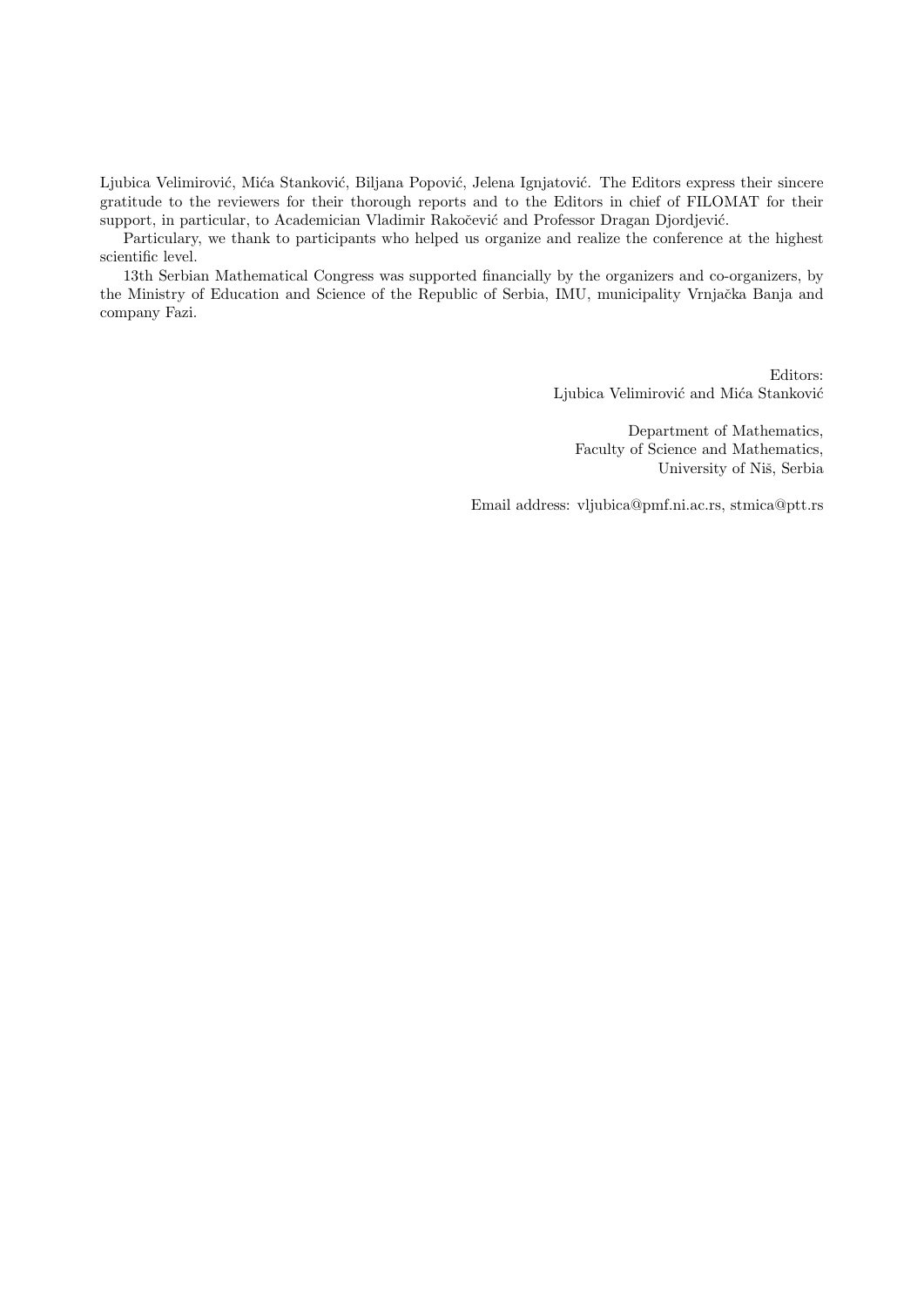Ljubica Velimirović, Mića Stanković, Biljana Popović, Jelena Ignjatović. The Editors express their sincere gratitude to the reviewers for their thorough reports and to the Editors in chief of FILOMAT for their support, in particular, to Academician Vladimir Rakočević and Professor Dragan Djordjević.

Particulary, we thank to participants who helped us organize and realize the conference at the highest scientific level.

13th Serbian Mathematical Congress was supported financially by the organizers and co-organizers, by the Ministry of Education and Science of the Republic of Serbia, IMU, municipality Vrnjačka Banja and company Fazi.

Editors:
Ljubica Velimirović and Mića Stanković

Department of Mathematics,
Faculty of Science and Mathematics,
University of Niš, Serbia

Email address: vljubica@pmf.ni.ac.rs, stmica@ptt.rs